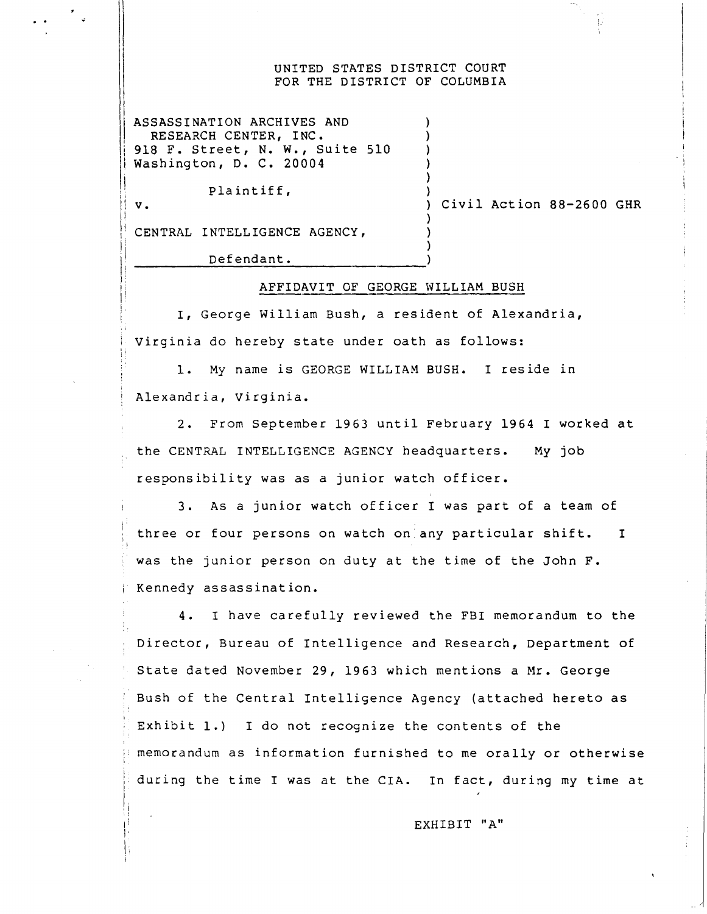UNITED STATES DISTRICT COURT
FOR THE DISTRICT OF COLUMBIA

| | | |
|---|---|---|
| ASSASSINATION ARCHIVES AND RESEARCH CENTER, INC.<br>918 F. Street, N. W., Suite 510<br>Washington, D. C. 20004 | ) | |
| Plaintiff, | ) | |
| v. | ) | Civil Action 88-2600 GHR |
| CENTRAL INTELLIGENCE AGENCY, | ) | |
| Defendant. | ) | |

## AFFIDAVIT OF GEORGE WILLIAM BUSH

I, George William Bush, a resident of Alexandria, Virginia do hereby state under oath as follows:

1. My name is GEORGE WILLIAM BUSH. I reside in Alexandria, Virginia.

2. From September 1963 until February 1964 I worked at the CENTRAL INTELLIGENCE AGENCY headquarters. My job responsibility was as a junior watch officer.

3. As a junior watch officer I was part of a team of three or four persons on watch on any particular shift. I was the junior person on duty at the time of the John F. Kennedy assassination.

4. I have carefully reviewed the FBI memorandum to the Director, Bureau of Intelligence and Research, Department of State dated November 29, 1963 which mentions a Mr. George Bush of the Central Intelligence Agency (attached hereto as Exhibit 1.) I do not recognize the contents of the memorandum as information furnished to me orally or otherwise during the time I was at the CIA. In fact, during my time at

EXHIBIT "A"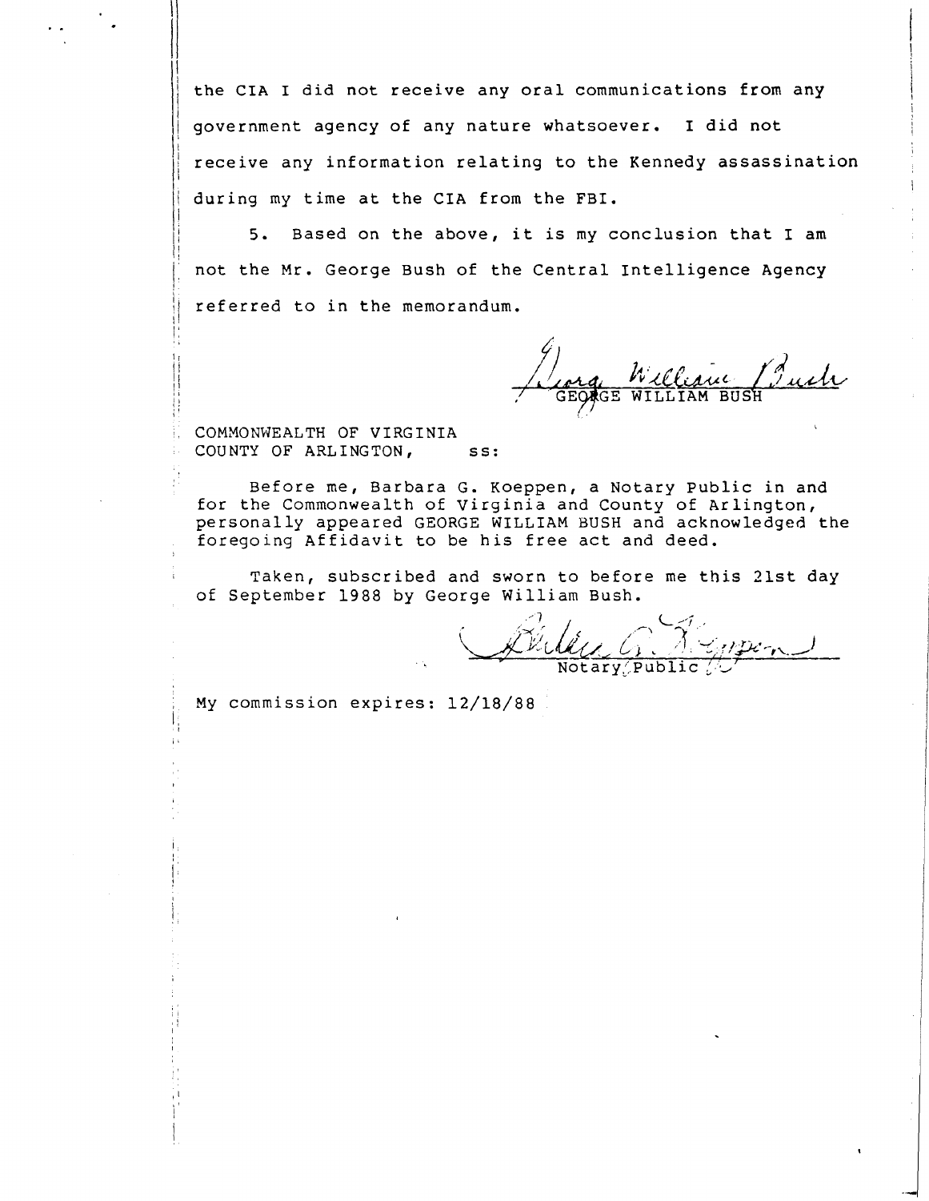the CIA I did not receive any oral communications from any government agency of any nature whatsoever. I did not receive any information relating to the Kennedy assassination during my time at the CIA from the FBI.

5. Based on the above, it is my conclusion that I am not the Mr. George Bush of the Central Intelligence Agency referred to in the memorandum.

George William Bush

GEORGE WILLIAM BUSH

COMMONWEALTH OF VIRGINIA
COUNTY OF ARLINGTON, ss:

Before me, Barbara G. Koeppen, a Notary Public in and for the Commonwealth of Virginia and County of Arlington, personally appeared GEORGE WILLIAM BUSH and acknowledged the foregoing Affidavit to be his free act and deed.

Taken, subscribed and sworn to before me this 21st day of September 1988 by George William Bush.

Barbara G. Koeppen

Notary Public

My commission expires: 12/18/88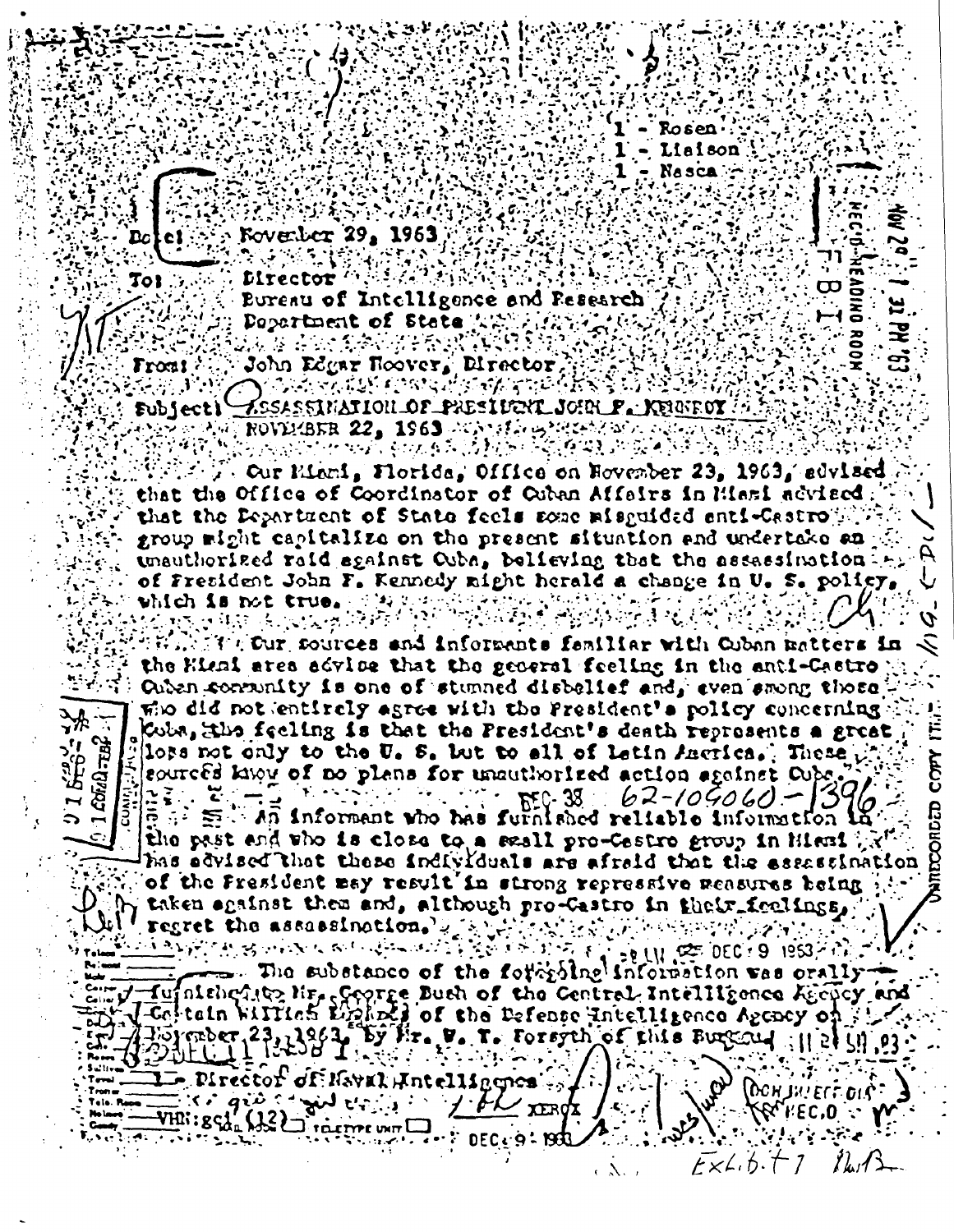1 - Rosen
1 - Liaison
1 - Nasca

Date: November 29, 1963

To: Director
Bureau of Intelligence and Research
Department of State

From: John Edgar Hoover, Director

Subject: ASSASSINATION OF PRESIDENT JOHN F. KENNEDY
NOVEMBER 22, 1963

Our Miami, Florida, Office on November 23, 1963, advised that the Office of Coordinator of Cuban Affairs in Miami advised that the Department of State feels some misguided anti-Castro group might capitalize on the present situation and undertake an unauthorized raid against Cuba, believing that the assassination of President John F. Kennedy might herald a change in U. S. policy, which is not true.

Our sources and informants familiar with Cuban matters in the Miami area advise that the general feeling in the anti-Castro Cuban community is one of stunned disbelief and, even among those who did not entirely agree with the President's policy concerning Cuba, the feeling is that the President's death represents a great loss not only to the U. S. but to all of Latin America. These sources know of no plans for unauthorized action against Cuba.

62-109060-1396

An informant who has furnished reliable information in the past and who is close to a small pro-Castro group in Miami has advised that these individuals are afraid that the assassination of the President may result in strong repressive measures being taken against them and, although pro-Castro in their feelings, regret the assassination.

The substance of the foregoing information was orally furnished to Mr. George Bush of the Central Intelligence Agency and Captain William Edwards of the Defense Intelligence Agency on November 23, 1963, by Mr. W. T. Forsyth of this Bureau.

1 - Director of Naval Intelligence

VHJ:gci (12)

NOV 29 1 31 PM '63
FBI
RECD-READING ROOM

REC-38

DEC 9 1963

UNRECORDED COPY FILED

XEROX
DEC 9 1963

Exhibit 7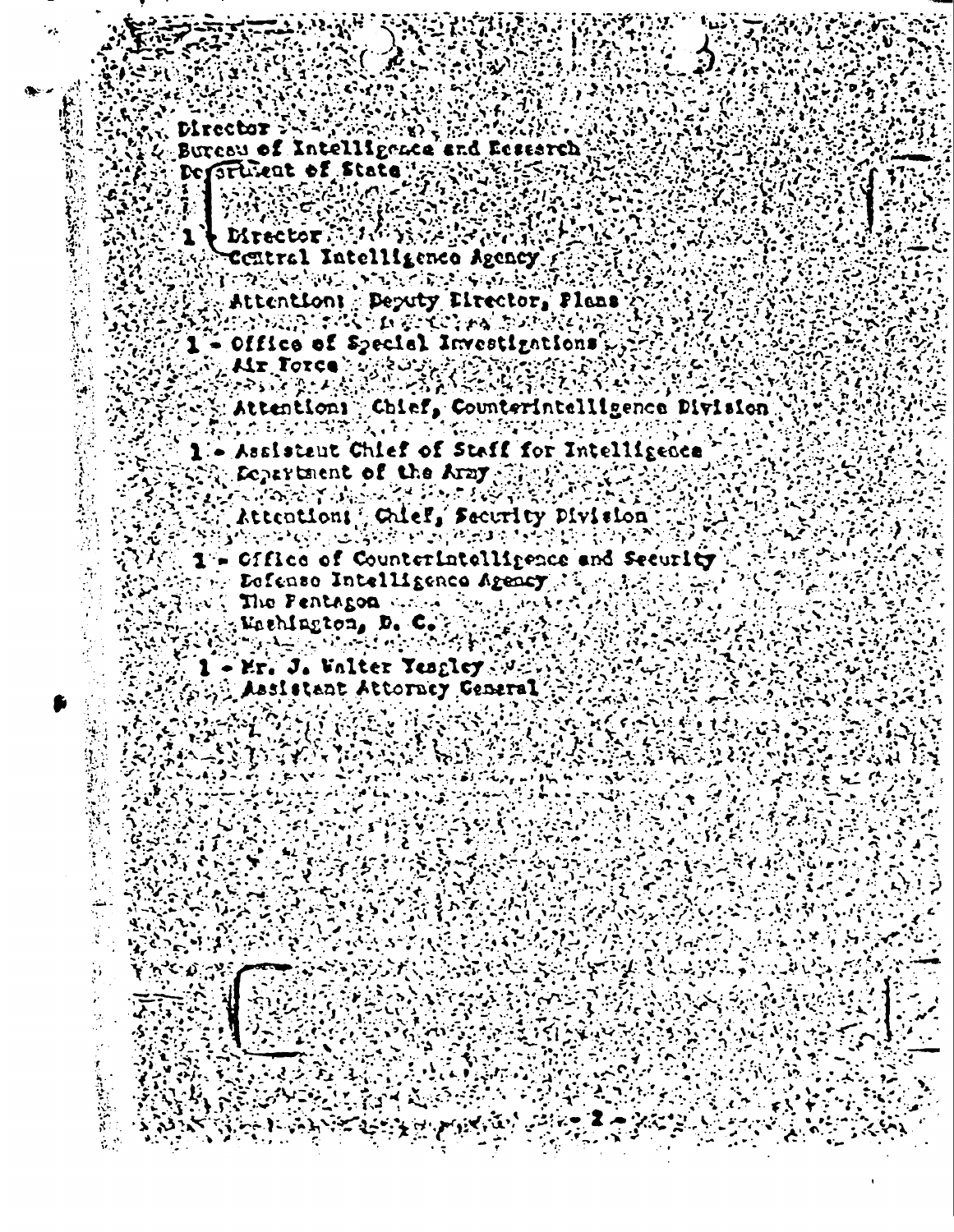Director
Bureau of Intelligence and Research
Department of State

1 - Director
Central Intelligence Agency

Attention: Deputy Director, Plans

1 - Office of Special Investigations
Air Force

Attention: Chief, Counterintelligence Division

1 - Assistant Chief of Staff for Intelligence
Department of the Army

Attention: Chief, Security Division

1 - Office of Counterintelligence and Security
Defense Intelligence Agency
The Pentagon
Washington, D. C.

1 - Mr. J. Walter Yeagley
Assistant Attorney General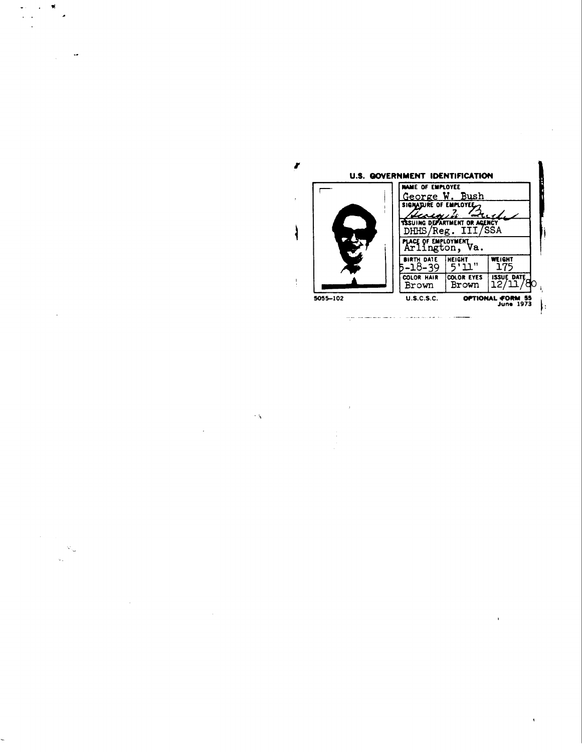## U.S. GOVERNMENT IDENTIFICATION

| | |
|---|---|
| NAME OF EMPLOYEE | George W. Bush |
| SIGNATURE OF EMPLOYEE | George W. Bush |
| ISSUING DEPARTMENT OR AGENCY | DHHS/Reg. III/SSA |
| PLACE OF EMPLOYMENT | Arlington, Va. |

| BIRTH DATE | HEIGHT | WEIGHT |
|---|---|---|
| 5-18-39 | 5'11" | 175 |

| COLOR HAIR | COLOR EYES | ISSUE DATE |
|---|---|---|
| Brown | Brown | 12/11/80 |

5055-102 U.S.C.S.C. OPTIONAL FORM 55 June 1973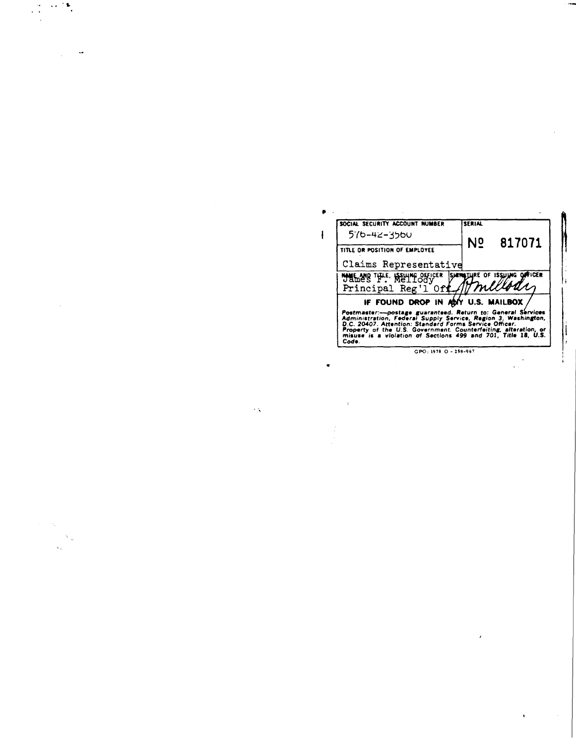| SOCIAL SECURITY ACCOUNT NUMBER | SERIAL |
| --- | --- |
| 576-42-3560 | № 817071 |
| TITLE OR POSITION OF EMPLOYEE | |
| Claims Representative | |
| NAME AND TITLE, ISSUING OFFICER<br>James F. Mellody<br>Principal Reg'l Off | SIGNATURE OF ISSUING OFFICER<br>JFMellody |

**IF FOUND DROP IN ANY U.S. MAILBOX**

*Postmaster:—postage guaranteed. Return to: General Services Administration, Federal Supply Service, Region 3, Washington, D.C. 20407. Attention: Standard Forms Service Officer. Property of the U.S. Government. Counterfeiting, alteration, or misuse is a violation of Sections 499 and 701, Title 18, U.S. Code.*

GPO: 1978 O - 258-967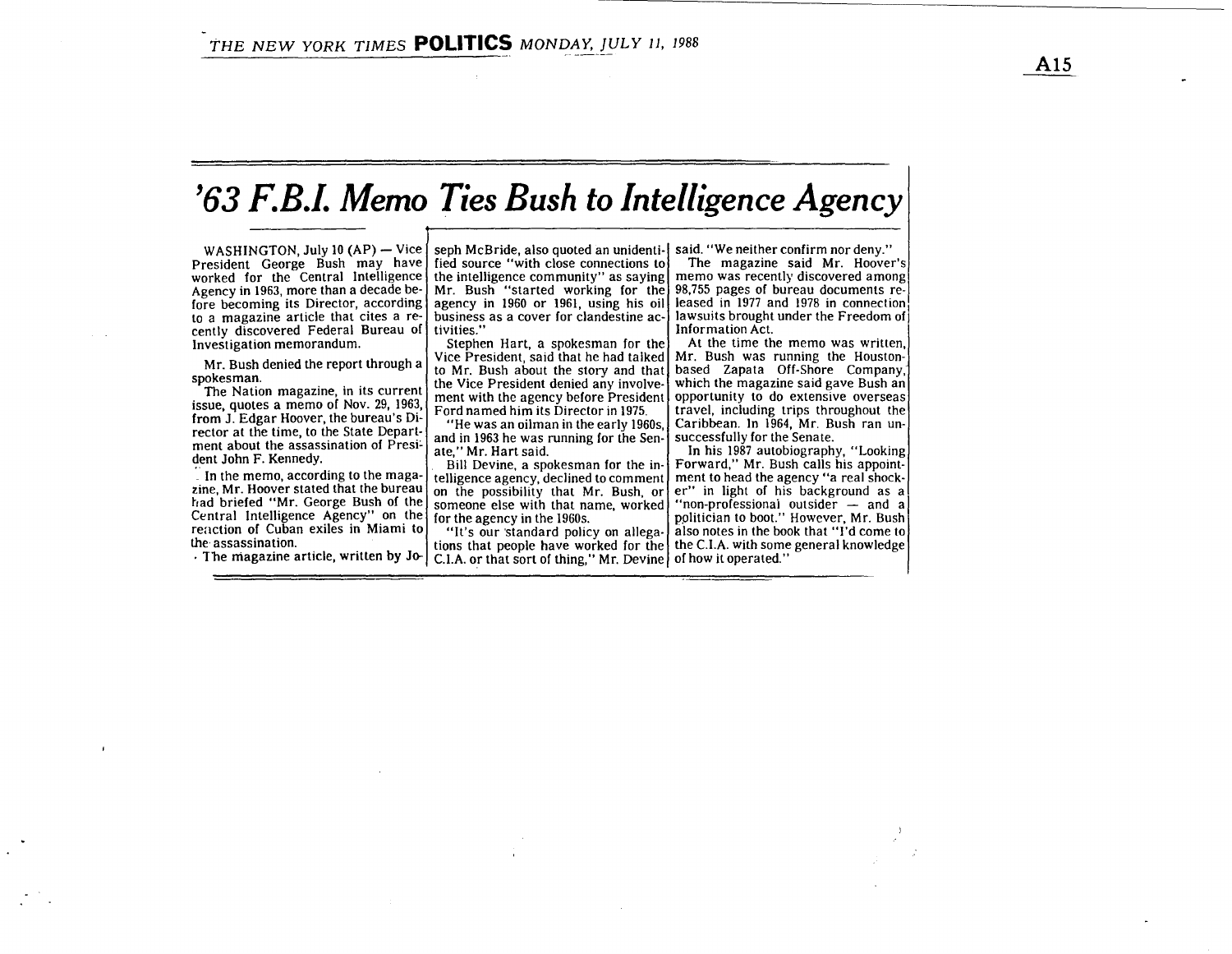THE NEW YORK TIMES **POLITICS** MONDAY, JULY 11, 1988

# '63 F.B.I. Memo Ties Bush to Intelligence Agency

WASHINGTON, July 10 (AP) — Vice President George Bush may have worked for the Central Intelligence Agency in 1963, more than a decade before becoming its Director, according to a magazine article that cites a recently discovered Federal Bureau of Investigation memorandum.

Mr. Bush denied the report through a spokesman.

The Nation magazine, in its current issue, quotes a memo of Nov. 29, 1963, from J. Edgar Hoover, the bureau's Director at the time, to the State Department about the assassination of President John F. Kennedy.

In the memo, according to the magazine, Mr. Hoover stated that the bureau had briefed "Mr. George Bush of the Central Intelligence Agency" on the reaction of Cuban exiles in Miami to the assassination.

The magazine article, written by Joseph McBride, also quoted an unidentified source "with close connections to the intelligence community" as saying Mr. Bush "started working for the agency in 1960 or 1961, using his oil business as a cover for clandestine activities."

Stephen Hart, a spokesman for the Vice President, said that he had talked to Mr. Bush about the story and that the Vice President denied any involvement with the agency before President Ford named him its Director in 1975.

"He was an oilman in the early 1960s, and in 1963 he was running for the Senate," Mr. Hart said.

Bill Devine, a spokesman for the intelligence agency, declined to comment on the possibility that Mr. Bush, or someone else with that name, worked for the agency in the 1960s.

"It's our standard policy on allegations that people have worked for the C.I.A. or that sort of thing," Mr. Devine said. "We neither confirm nor deny."

The magazine said Mr. Hoover's memo was recently discovered among 98,755 pages of bureau documents released in 1977 and 1978 in connection lawsuits brought under the Freedom of Information Act.

At the time the memo was written, Mr. Bush was running the Houston-based Zapata Off-Shore Company, which the magazine said gave Bush an opportunity to do extensive overseas travel, including trips throughout the Caribbean. In 1964, Mr. Bush ran unsuccessfully for the Senate.

In his 1987 autobiography, "Looking Forward," Mr. Bush calls his appointment to head the agency "a real shocker" in light of his background as a "non-professional outsider — and a politician to boot." However, Mr. Bush also notes in the book that "I'd come to the C.I.A. with some general knowledge of how it operated."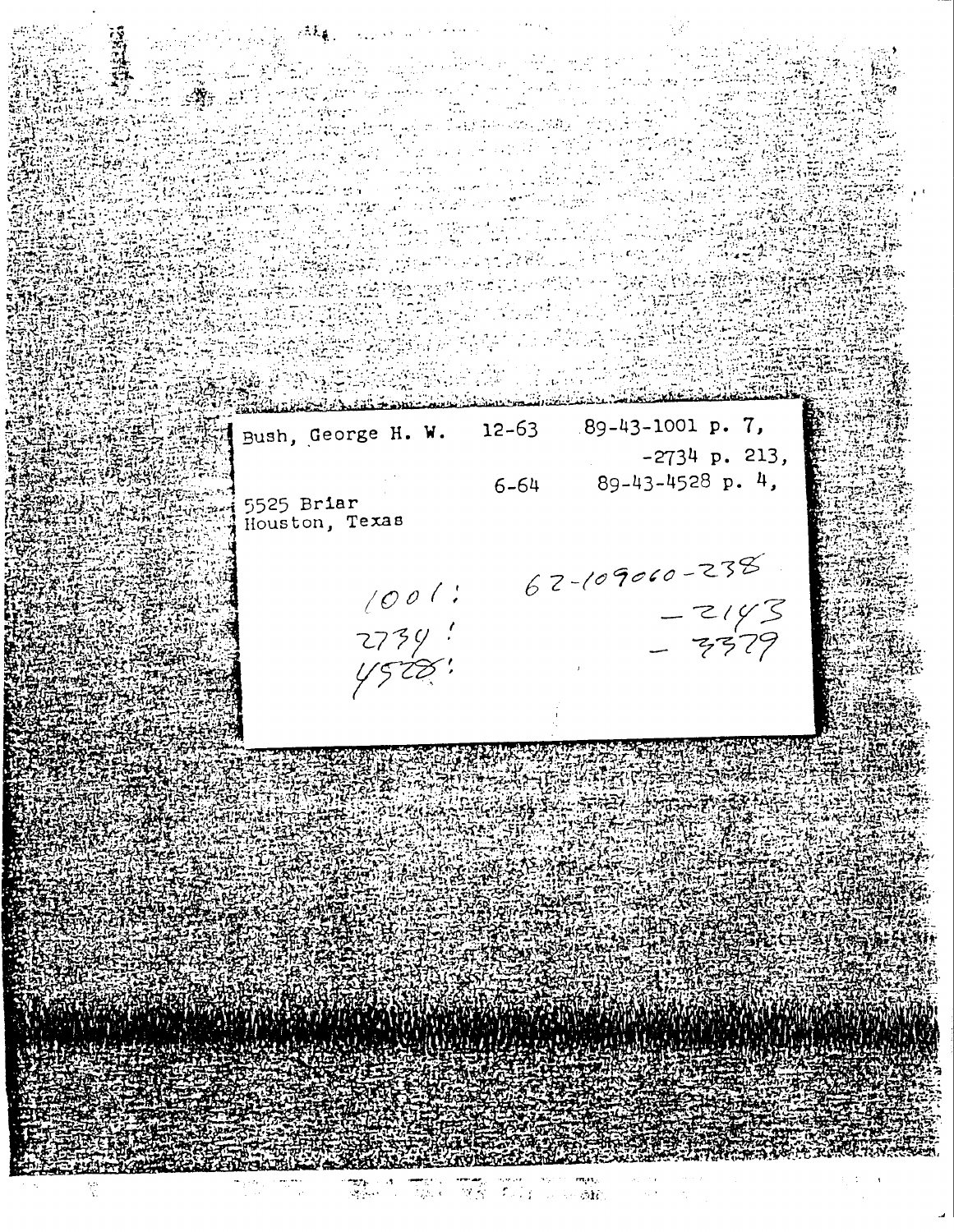Bush, George H. W.    12-63    89-43-1001 p. 7,
                                -2734 p. 213,
                      6-64     89-43-4528 p. 4,

5525 Briar
Houston, Texas

1001!    62-109060-238
2734!              -2143
4528!              -3379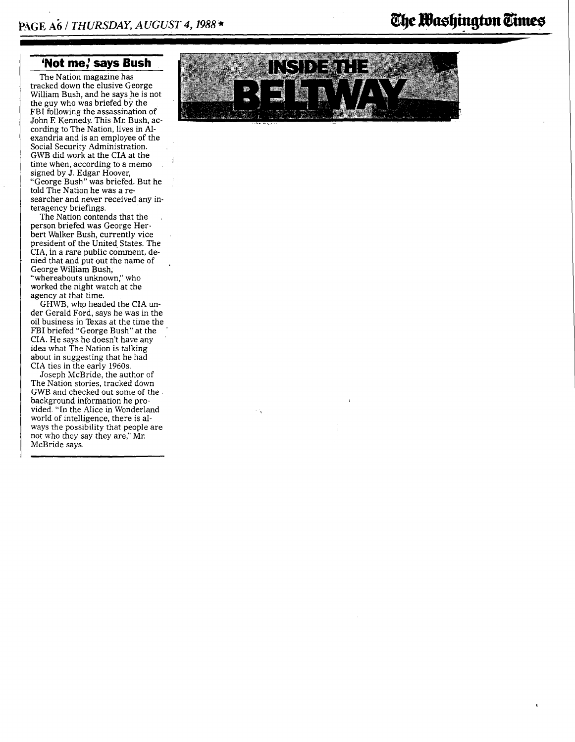## INSIDE THE BELTWAY

### 'Not me,' says Bush

The Nation magazine has tracked down the elusive George William Bush, and he says he is not the guy who was briefed by the FBI following the assassination of John F. Kennedy. This Mr. Bush, according to The Nation, lives in Alexandria and is an employee of the Social Security Administration. GWB did work at the CIA at the time when, according to a memo signed by J. Edgar Hoover, "George Bush" was briefed. But he told The Nation he was a researcher and never received any interagency briefings.

The Nation contends that the person briefed was George Herbert Walker Bush, currently vice president of the United States. The CIA, in a rare public comment, denied that and put out the name of George William Bush, "whereabouts unknown," who worked the night watch at the agency at that time.

GHWB, who headed the CIA under Gerald Ford, says he was in the oil business in Texas at the time the FBI briefed "George Bush" at the CIA. He says he doesn't have any idea what The Nation is talking about in suggesting that he had CIA ties in the early 1960s.

Joseph McBride, the author of The Nation stories, tracked down GWB and checked out some of the background information he provided. "In the Alice in Wonderland world of intelligence, there is always the possibility that people are not who they say they are," Mr. McBride says.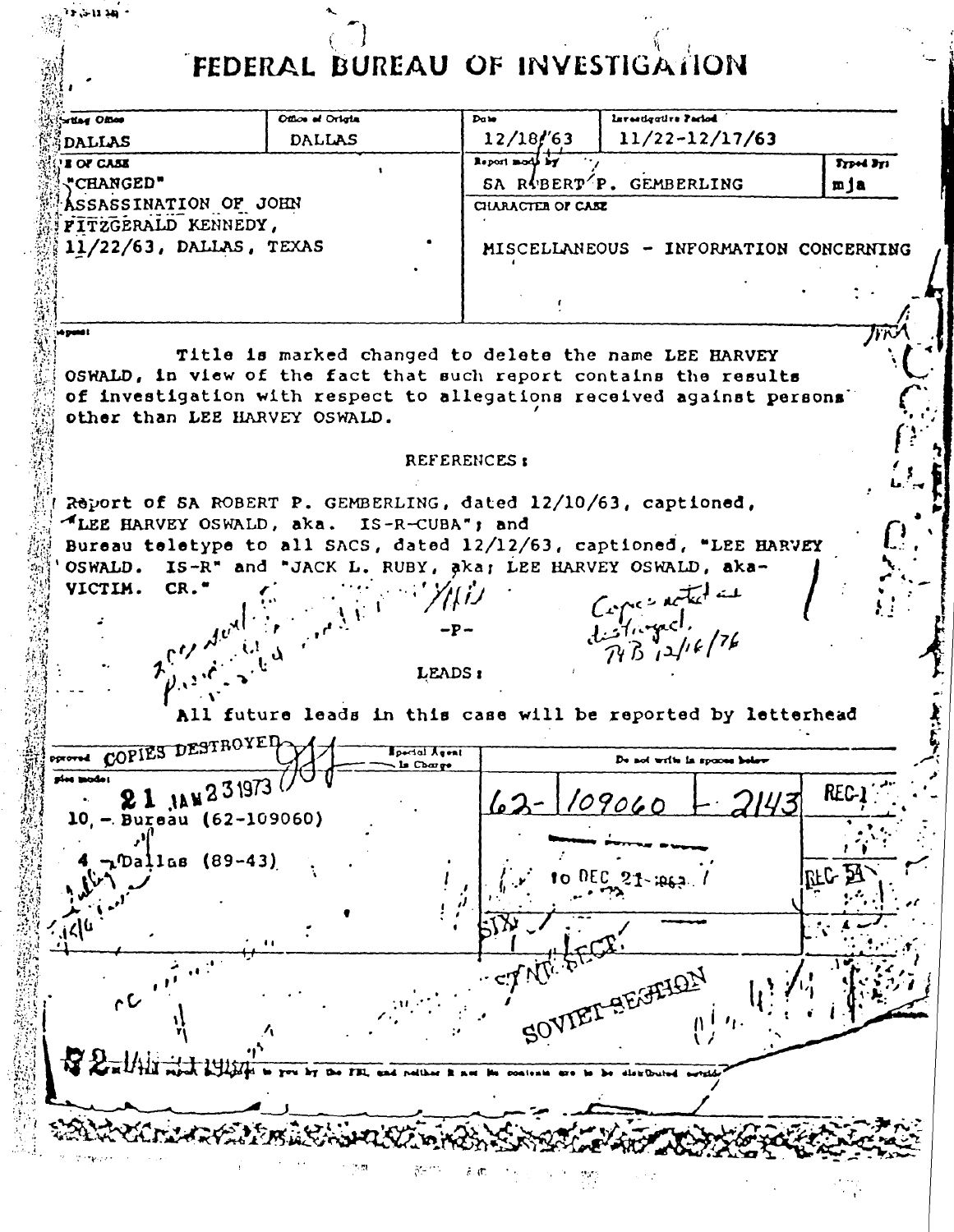# FEDERAL BUREAU OF INVESTIGATION

| Reporting Office | Office of Origin | Date | Investigative Period | |
|---|---|---|---|---|
| DALLAS | DALLAS | 12/18/63 | 11/22-12/17/63 | |
| TITLE OF CASE | | Report made by | | Typed By |
| "CHANGED" ASSASSINATION OF JOHN FITZGERALD KENNEDY, 11/22/63, DALLAS, TEXAS | | SA ROBERT P. GEMBERLING | | mja |
| | | CHARACTER OF CASE | | |
| | | MISCELLANEOUS - INFORMATION CONCERNING | | |

Synopsis:

Title is marked changed to delete the name LEE HARVEY OSWALD, in view of the fact that such report contains the results of investigation with respect to allegations received against persons other than LEE HARVEY OSWALD.

REFERENCES:

Report of SA ROBERT P. GEMBERLING, dated 12/10/63, captioned, "LEE HARVEY OSWALD, aka. IS-R-CUBA"; and
Bureau teletype to all SACS, dated 12/12/63, captioned, "LEE HARVEY OSWALD. IS-R" and "JACK L. RUBY, aka; LEE HARVEY OSWALD, aka- VICTIM. CR."

-P-

Copies noted and destroyed. RB 12/16/76

LEADS:

All future leads in this case will be reported by letterhead

| Approved | Special Agent in Charge | Do not write in spaces below | |
|---|---|---|---|
| COPIES DESTROYED 21 JAN 23 1973 | | 62-109060-2143 | REC-1 |
| Copies made: 10 - Bureau (62-109060) 4 - Dallas (89-43) | | 10 DEC 21 1963 | REC-58 |

SOVIET SECTION

This report is loaned to you by the FBI, and neither it nor its contents are to be distributed outside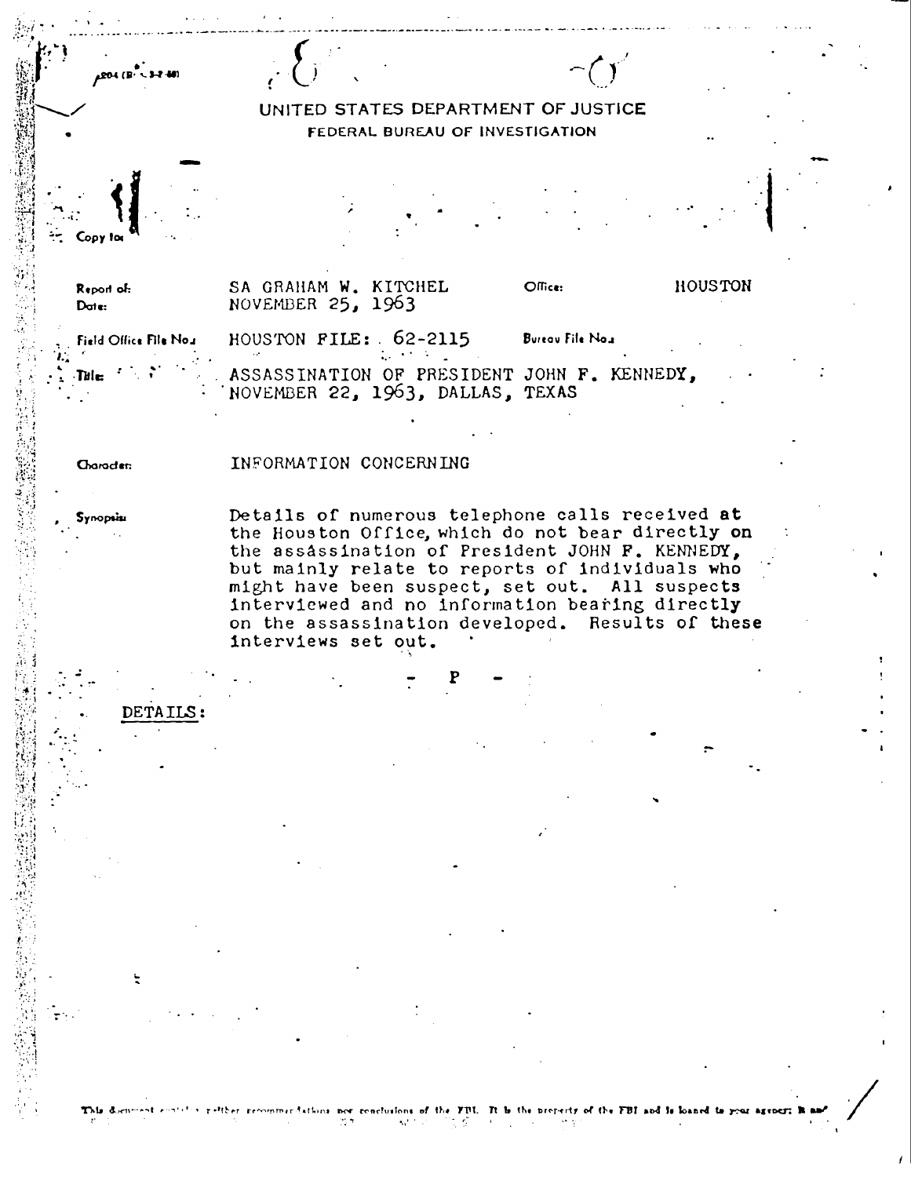FD-204 (Rev. 3-3-59)

# UNITED STATES DEPARTMENT OF JUSTICE

## FEDERAL BUREAU OF INVESTIGATION

Copy to:

| | | | |
|---|---|---|---|
| Report of: | SA GRAHAM W. KITCHEL | Office: | HOUSTON |
| Date: | NOVEMBER 25, 1963 | | |
| Field Office File No.: | HOUSTON FILE: 62-2115 | Bureau File No.: | |
| Title: | ASSASSINATION OF PRESIDENT JOHN F. KENNEDY, NOVEMBER 22, 1963, DALLAS, TEXAS | | |
| Character: | INFORMATION CONCERNING | | |
| Synopsis: | Details of numerous telephone calls received at the Houston Office, which do not bear directly on the assassination of President JOHN F. KENNEDY, but mainly relate to reports of individuals who might have been suspect, set out. All suspects interviewed and no information bearing directly on the assassination developed. Results of these interviews set out. | | |

\- P -

DETAILS:

This document contains neither recommendations nor conclusions of the FBI. It is the property of the FBI and is loaned to your agency; it and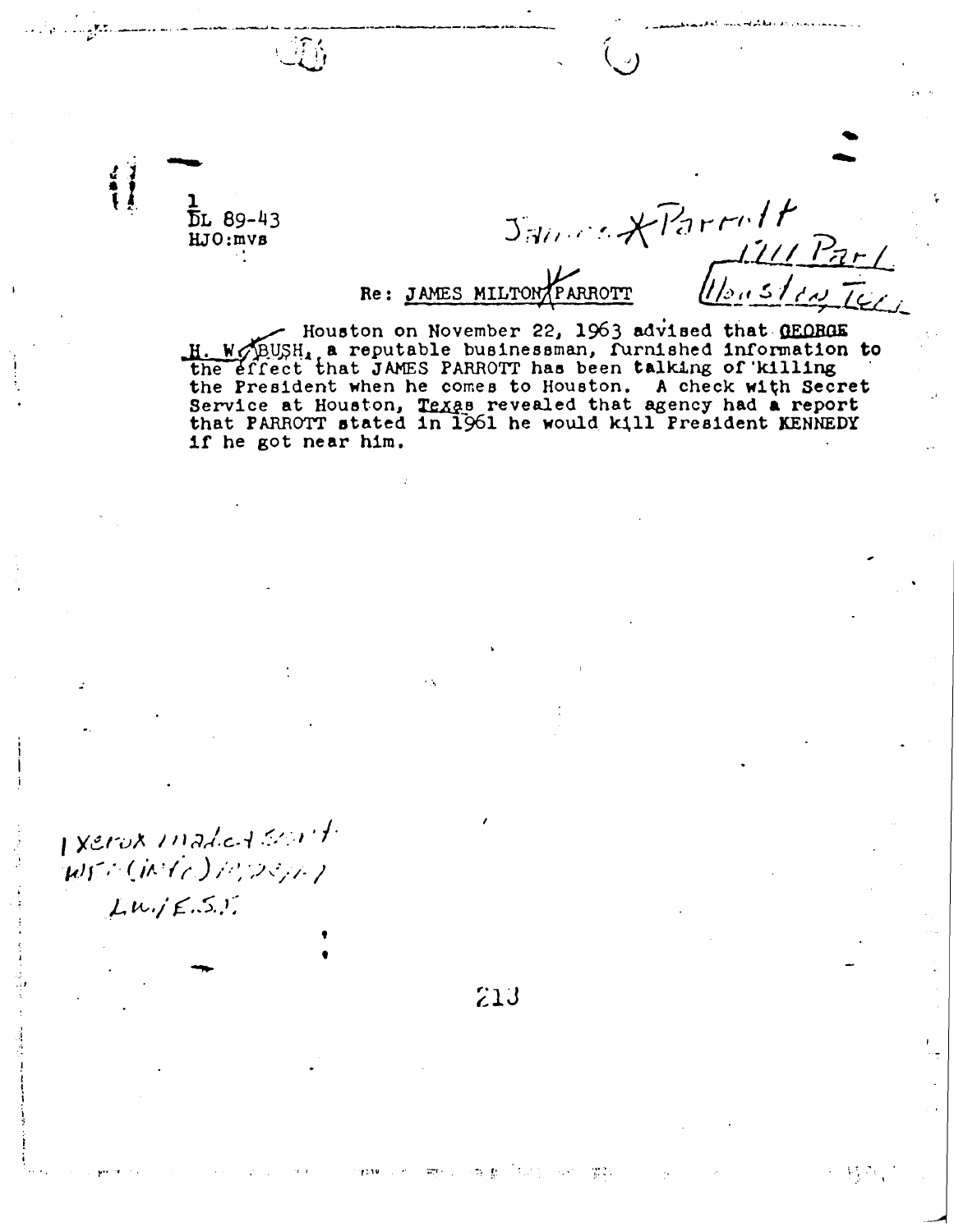1
DL 89-43
HJO:mvs

James Parrott
1111 Park
Houston Tex.

Re: JAMES MILTON PARROTT

Houston on November 22, 1963 advised that GEORGE H. W. BUSH, a reputable businessman, furnished information to the effect that JAMES PARROTT has been talking of killing the President when he comes to Houston. A check with Secret Service at Houston, Texas revealed that agency had a report that PARROTT stated in 1961 he would kill President KENNEDY if he got near him.

1 xerox made sent WFO (info) Memo LW/E.S.

213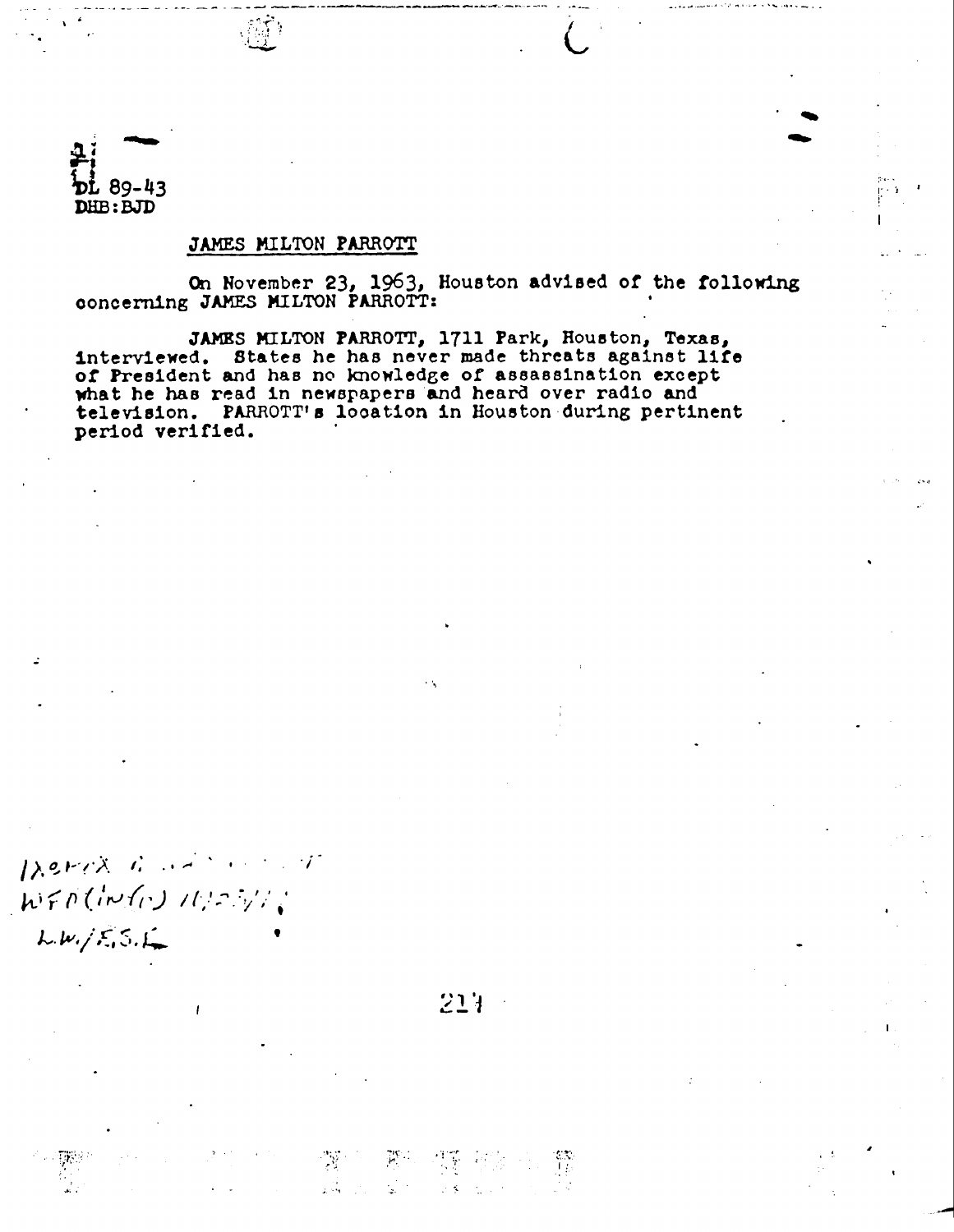DL 89-43
DHB:BJD

JAMES MILTON PARROTT

On November 23, 1963, Houston advised of the following concerning JAMES MILTON PARROTT:

JAMES MILTON PARROTT, 1711 Park, Houston, Texas, interviewed. States he has never made threats against life of President and has no knowledge of assassination except what he has read in newspapers and heard over radio and television. PARROTT's location in Houston during pertinent period verified.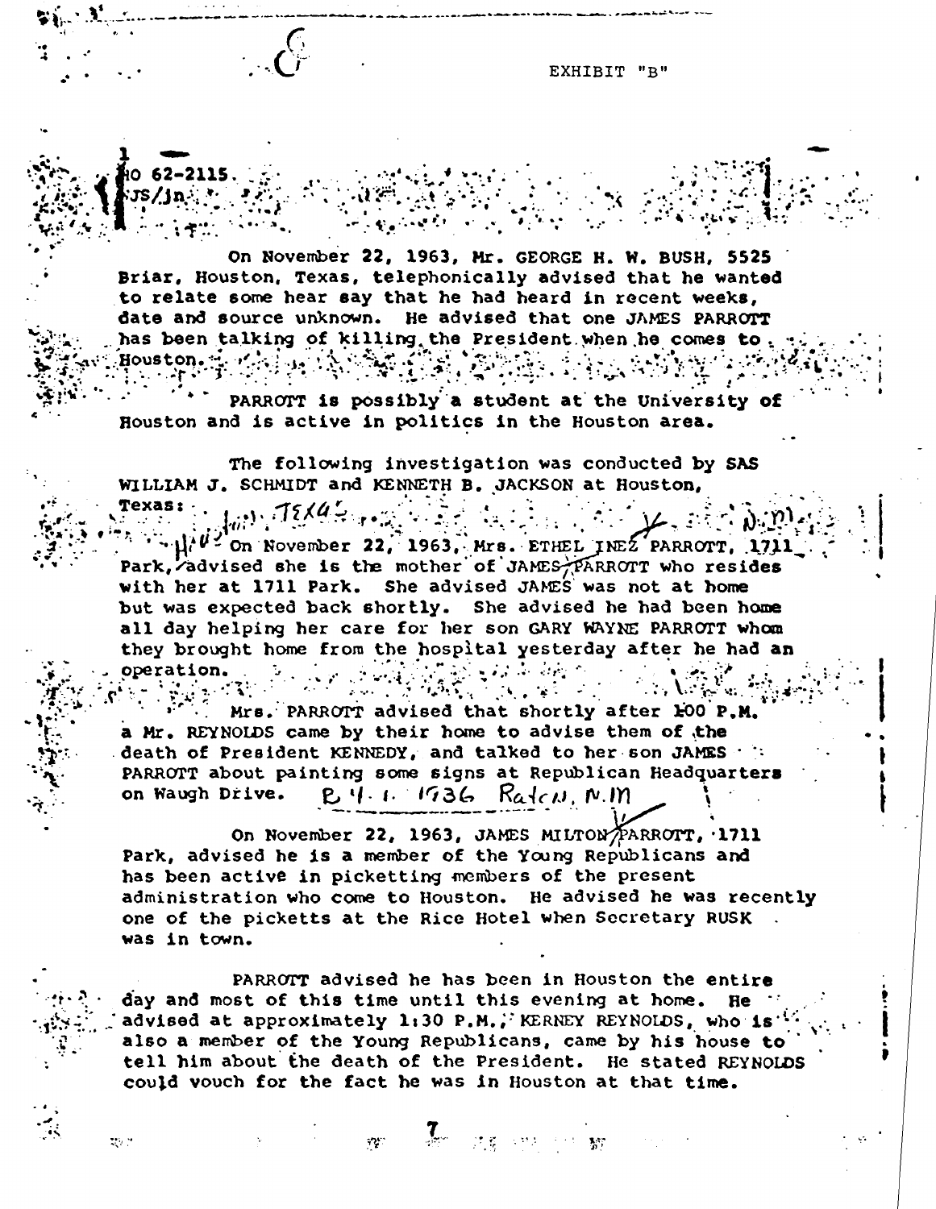EXHIBIT "B"

HO 62-2115
JS/jn

On November 22, 1963, Mr. GEORGE H. W. BUSH, 5525 Briar, Houston, Texas, telephonically advised that he wanted to relate some hear say that he had heard in recent weeks, date and source unknown. He advised that one JAMES PARROTT has been talking of killing the President when he comes to Houston.

PARROTT is possibly a student at the University of Houston and is active in politics in the Houston area.

The following investigation was conducted by SAS WILLIAM J. SCHMIDT and KENNETH B. JACKSON at Houston, Texas:

On November 22, 1963, Mrs. ETHEL INEZ PARROTT, 1711 Park, advised she is the mother of JAMES PARROTT who resides with her at 1711 Park. She advised JAMES was not at home but was expected back shortly. She advised he had been home all day helping her care for her son GARY WAYNE PARROTT whom they brought home from the hospital yesterday after he had an operation.

Mrs. PARROTT advised that shortly after 1:00 P.M. a Mr. REYNOLDS came by their home to advise them of the death of President KENNEDY, and talked to her son JAMES PARROTT about painting some signs at Republican Headquarters on Waugh Drive. B 4.1.1936 Raton, N.M.

On November 22, 1963, JAMES MILTON PARROTT, 1711 Park, advised he is a member of the Young Republicans and has been active in picketting members of the present administration who come to Houston. He advised he was recently one of the picketts at the Rice Hotel when Secretary RUSK was in town.

PARROTT advised he has been in Houston the entire day and most of this time until this evening at home. He advised at approximately 1:30 P.M., KERNEY REYNOLDS, who is also a member of the Young Republicans, came by his house to tell him about the death of the President. He stated REYNOLDS could vouch for the fact he was in Houston at that time.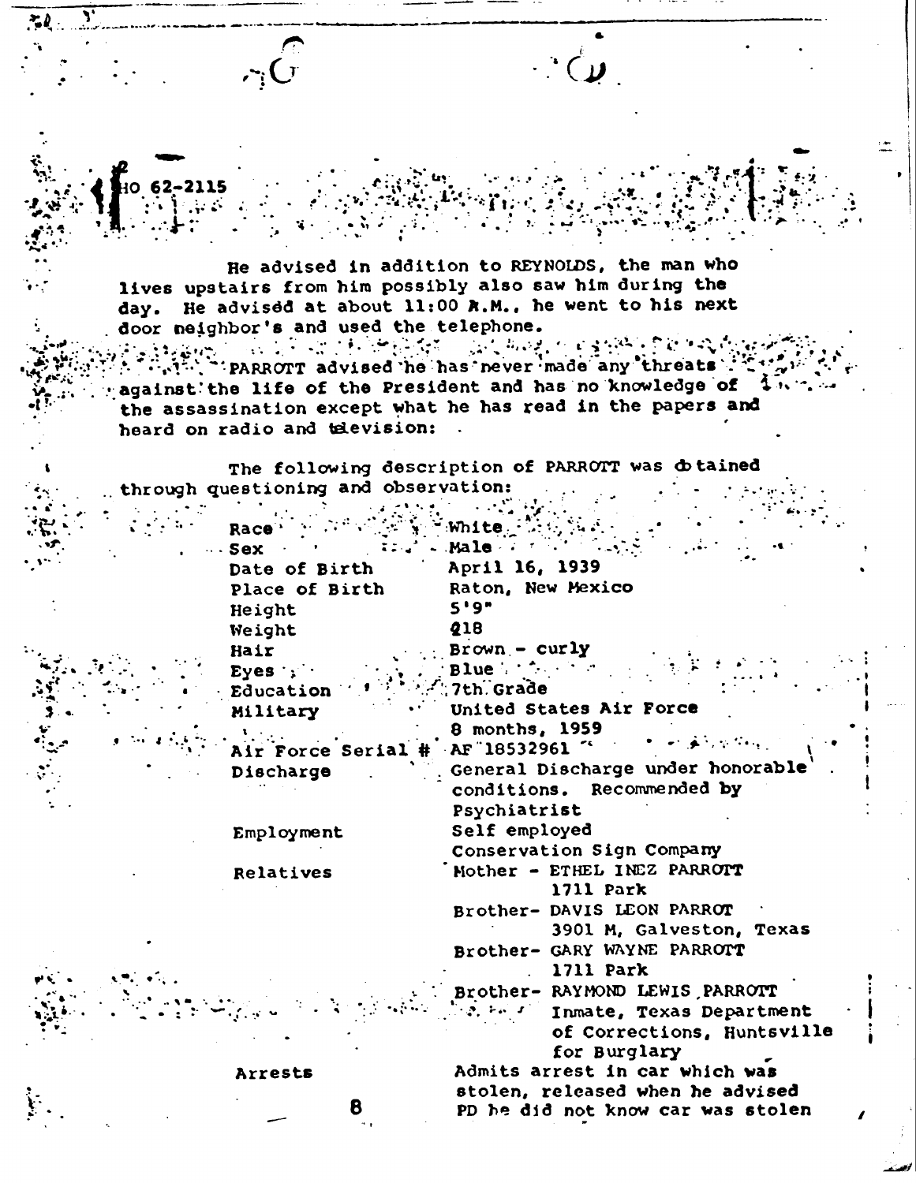HO 62-2115

He advised in addition to REYNOLDS, the man who lives upstairs from him possibly also saw him during the day. He advised at about 11:00 A.M., he went to his next door neighbor's and used the telephone.

PARROTT advised he has never made any threats against the life of the President and has no knowledge of the assassination except what he has read in the papers and heard on radio and television:

The following description of PARROTT was obtained through questioning and observation:

| | |
|---|---|
| Race | White |
| Sex | Male |
| Date of Birth | April 16, 1939 |
| Place of Birth | Raton, New Mexico |
| Height | 5'9" |
| Weight | 218 |
| Hair | Brown - curly |
| Eyes | Blue |
| Education | 7th Grade |
| Military | United States Air Force<br>8 months, 1959 |
| Air Force Serial # | AF 18532961 |
| Discharge | General Discharge under honorable conditions. Recommended by Psychiatrist |
| Employment | Self employed<br>Conservation Sign Company |
| Relatives | Mother - ETHEL INEZ PARROTT<br>1711 Park<br>Brother- DAVIS LEON PARROT<br>3901 M, Galveston, Texas<br>Brother- GARY WAYNE PARROTT<br>1711 Park<br>Brother- RAYMOND LEWIS PARROTT<br>Inmate, Texas Department of Corrections, Huntsville for Burglary |
| Arrests | Admits arrest in car which was stolen, released when he advised PD he did not know car was stolen |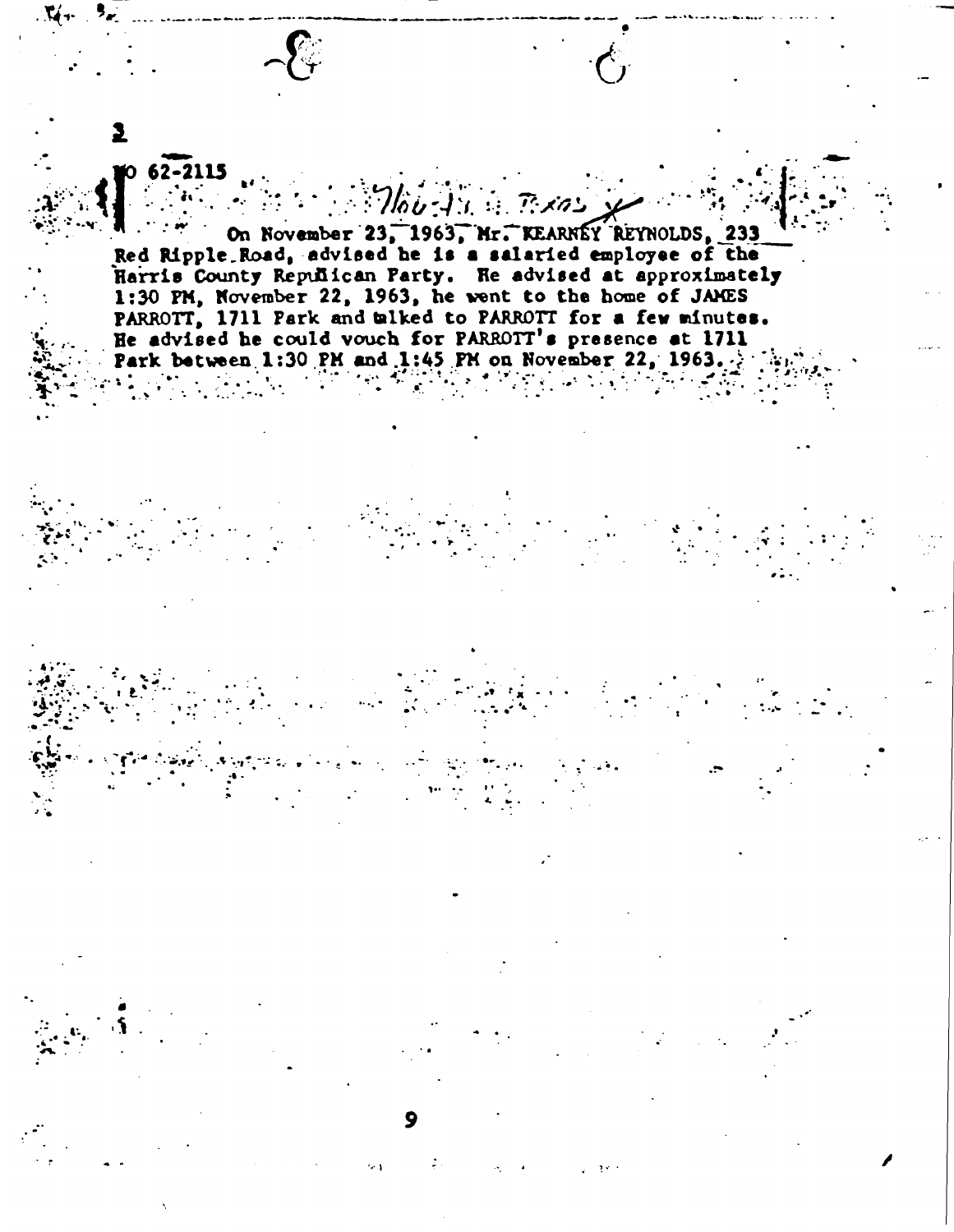HO 62-2115

Houston, Texas

On November 23, 1963, Mr. KEARNEY REYNOLDS, 233 Red Ripple Road, advised he is a salaried employee of the Harris County Republican Party. He advised at approximately 1:30 PM, November 22, 1963, he went to the home of JAMES PARROTT, 1711 Park and talked to PARROTT for a few minutes. He advised he could vouch for PARROTT's presence at 1711 Park between 1:30 PM and 1:45 PM on November 22, 1963.